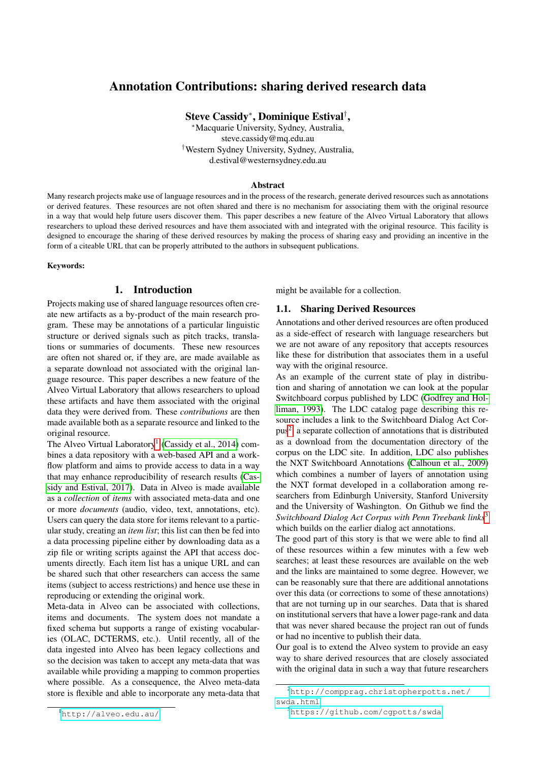# Annotation Contributions: sharing derived research data

**Steve Cassidy**[*], **Dominique Estival**[†],

[*]Macquarie University, Sydney, Australia,
steve.cassidy@mq.edu.au
[†]Western Sydney University, Sydney, Australia,
d.estival@westernsydney.edu.au

### Abstract

Many research projects make use of language resources and in the process of the research, generate derived resources such as annotations or derived features. These resources are not often shared and there is no mechanism for associating them with the original resource in a way that would help future users discover them. This paper describes a new feature of the Alveo Virtual Laboratory that allows researchers to upload these derived resources and have them associated with and integrated with the original resource. This facility is designed to encourage the sharing of these derived resources by making the process of sharing easy and providing an incentive in the form of a citeable URL that can be properly attributed to the authors in subsequent publications.

**Keywords:**

## 1. Introduction

Projects making use of shared language resources often create new artifacts as a by-product of the main research program. These may be annotations of a particular linguistic structure or derived signals such as pitch tracks, translations or summaries of documents. These new resources are often not shared or, if they are, are made available as a separate download not associated with the original language resource. This paper describes a new feature of the Alveo Virtual Laboratory that allows researchers to upload these artifacts and have them associated with the original data they were derived from. These *contributions* are then made available both as a separate resource and linked to the original resource.

The Alveo Virtual Laboratory[1] (Cassidy et al., 2014) combines a data repository with a web-based API and a workflow platform and aims to provide access to data in a way that may enhance reproducibility of research results (Cassidy and Estival, 2017). Data in Alveo is made available as a *collection* of *items* with associated meta-data and one or more *documents* (audio, video, text, annotations, etc). Users can query the data store for items relevant to a particular study, creating an *item list*; this list can then be fed into a data processing pipeline either by downloading data as a zip file or writing scripts against the API that access documents directly. Each item list has a unique URL and can be shared such that other researchers can access the same items (subject to access restrictions) and hence use these in reproducing or extending the original work.

Meta-data in Alveo can be associated with collections, items and documents. The system does not mandate a fixed schema but supports a range of existing vocabularies (OLAC, DCTERMS, etc.). Until recently, all of the data ingested into Alveo has been legacy collections and so the decision was taken to accept any meta-data that was available while providing a mapping to common properties where possible. As a consequence, the Alveo meta-data store is flexible and able to incorporate any meta-data that might be available for a collection.

### 1.1. Sharing Derived Resources

Annotations and other derived resources are often produced as a side-effect of research with language researchers but we are not aware of any repository that accepts resources like these for distribution that associates them in a useful way with the original resource.

As an example of the current state of play in distribution and sharing of annotation we can look at the popular Switchboard corpus published by LDC (Godfrey and Holliman, 1993). The LDC catalog page describing this resource includes a link to the Switchboard Dialog Act Corpus[2], a separate collection of annotations that is distributed as a download from the documentation directory of the corpus on the LDC site. In addition, LDC also publishes the NXT Switchboard Annotations (Calhoun et al., 2009) which combines a number of layers of annotation using the NXT format developed in a collaboration among researchers from Edinburgh University, Stanford University and the University of Washington. On Github we find the *Switchboard Dialog Act Corpus with Penn Treebank links*[3] which builds on the earlier dialog act annotations.

The good part of this story is that we were able to find all of these resources within a few minutes with a few web searches; at least these resources are available on the web and the links are maintained to some degree. However, we can be reasonably sure that there are additional annotations over this data (or corrections to some of these annotations) that are not turning up in our searches. Data that is shared on institutional servers that have a lower page-rank and data that was never shared because the project ran out of funds or had no incentive to publish their data.

Our goal is to extend the Alveo system to provide an easy way to share derived resources that are closely associated with the original data in such a way that future researchers

[1] http://alveo.edu.au/

[2] http://compprag.christopherpotts.net/swda.html

[3] https://github.com/cgpotts/swda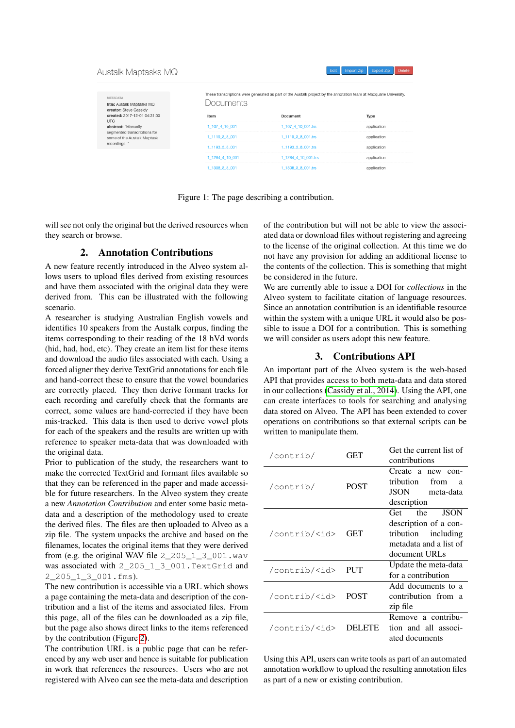Figure 1: The page describing a contribution.

will see not only the original but the derived resources when they search or browse.

## 2. Annotation Contributions

A new feature recently introduced in the Alveo system allows users to upload files derived from existing resources and have them associated with the original data they were derived from. This can be illustrated with the following scenario.

A researcher is studying Australian English vowels and identifies 10 speakers from the Austalk corpus, finding the items corresponding to their reading of the 18 hVd words (hid, had, hod, etc). They create an item list for these items and download the audio files associated with each. Using a forced aligner they derive TextGrid annotations for each file and hand-correct these to ensure that the vowel boundaries are correctly placed. They then derive formant tracks for each recording and carefully check that the formants are correct, some values are hand-corrected if they have been mis-tracked. This data is then used to derive vowel plots for each of the speakers and the results are written up with reference to speaker meta-data that was downloaded with the original data.

Prior to publication of the study, the researchers want to make the corrected TextGrid and formant files available so that they can be referenced in the paper and made accessible for future researchers. In the Alveo system they create a new *Annotation Contribution* and enter some basic meta-data and a description of the methodology used to create the derived files. The files are then uploaded to Alveo as a zip file. The system unpacks the archive and based on the filenames, locates the original items that they were derived from (e.g. the original WAV file `2_205_1_3_001.wav` was associated with `2_205_1_3_001.TextGrid` and `2_205_1_3_001.fms`).

The new contribution is accessible via a URL which shows a page containing the meta-data and description of the contribution and a list of the items and associated files. From this page, all of the files can be downloaded as a zip file, but the page also shows direct links to the items referenced by the contribution (Figure 2).

The contribution URL is a public page that can be referenced by any web user and hence is suitable for publication in work that references the resources. Users who are not registered with Alveo can see the meta-data and description of the contribution but will not be able to view the associated data or download files without registering and agreeing to the license of the original collection. At this time we do not have any provision for adding an additional license to the contents of the collection. This is something that might be considered in the future.

We are currently able to issue a DOI for *collections* in the Alveo system to facilitate citation of language resources. Since an annotation contribution is an identifiable resource within the system with a unique URL it would also be possible to issue a DOI for a contribution. This is something we will consider as users adopt this new feature.

## 3. Contributions API

An important part of the Alveo system is the web-based API that provides access to both meta-data and data stored in our collections (Cassidy et al., 2014). Using the API, one can create interfaces to tools for searching and analysing data stored on Alveo. The API has been extended to cover operations on contributions so that external scripts can be written to manipulate them.

| | | |
|---|---|---|
| `/contrib/` | GET | Get the current list of contributions |
| `/contrib/` | POST | Create a new contribution from a JSON meta-data description |
| `/contrib/<id>` | GET | Get the JSON description of a contribution including metadata and a list of document URLs |
| `/contrib/<id>` | PUT | Update the meta-data for a contribution |
| `/contrib/<id>` | POST | Add documents to a contribution from a zip file |
| `/contrib/<id>` | DELETE | Remove a contribution and all associated documents |

Using this API, users can write tools as part of an automated annotation workflow to upload the resulting annotation files as part of a new or existing contribution.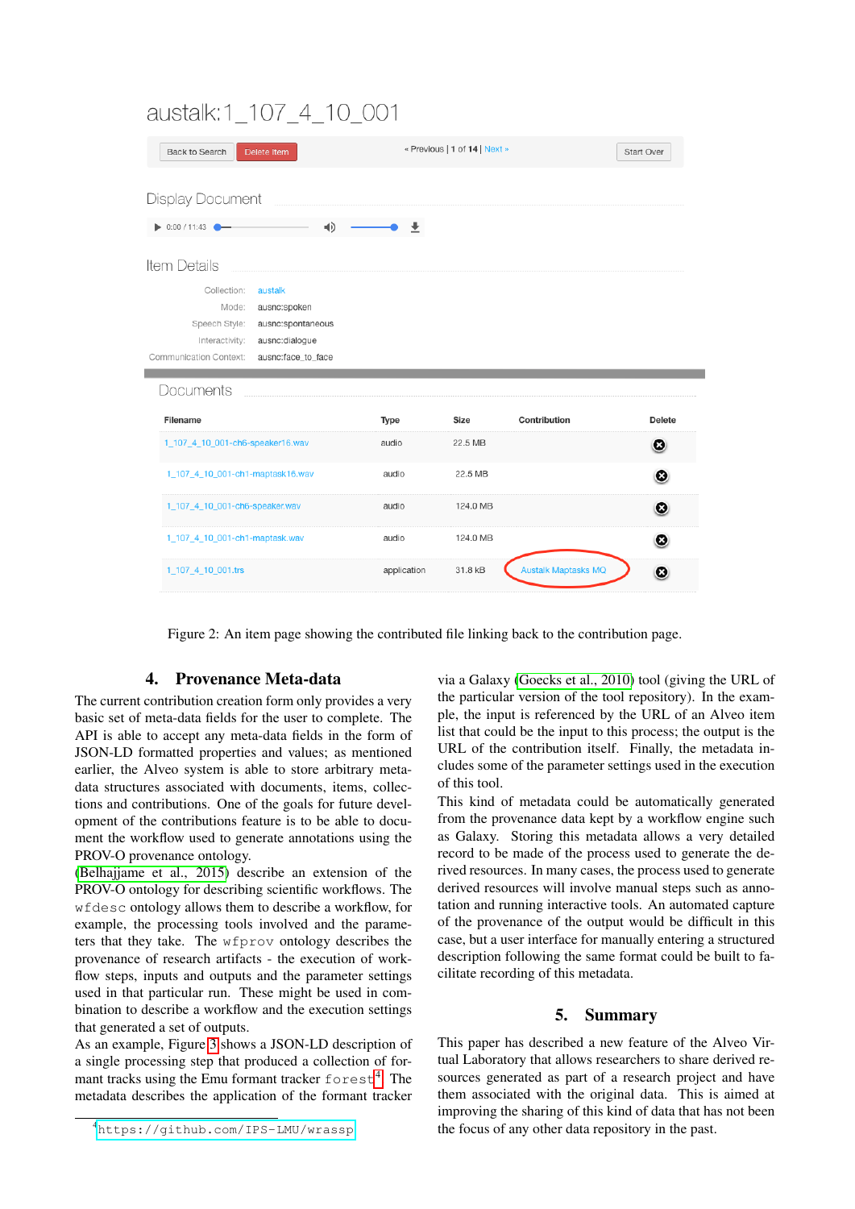Figure 2: An item page showing the contributed file linking back to the contribution page.

## 4. Provenance Meta-data

The current contribution creation form only provides a very basic set of meta-data fields for the user to complete. The API is able to accept any meta-data fields in the form of JSON-LD formatted properties and values; as mentioned earlier, the Alveo system is able to store arbitrary meta-data structures associated with documents, items, collections and contributions. One of the goals for future development of the contributions feature is to be able to document the workflow used to generate annotations using the PROV-O provenance ontology.

(Belhajjame et al., 2015) describe an extension of the PROV-O ontology for describing scientific workflows. The `wfdesc` ontology allows them to describe a workflow, for example, the processing tools involved and the parameters that they take. The `wfprov` ontology describes the provenance of research artifacts - the execution of workflow steps, inputs and outputs and the parameter settings used in that particular run. These might be used in combination to describe a workflow and the execution settings that generated a set of outputs.

As an example, Figure 3 shows a JSON-LD description of a single processing step that produced a collection of formant tracks using the Emu formant tracker `forest`[4]. The metadata describes the application of the formant tracker via a Galaxy (Goecks et al., 2010) tool (giving the URL of the particular version of the tool repository). In the example, the input is referenced by the URL of an Alveo item list that could be the input to this process; the output is the URL of the contribution itself. Finally, the metadata includes some of the parameter settings used in the execution of this tool.

This kind of metadata could be automatically generated from the provenance data kept by a workflow engine such as Galaxy. Storing this metadata allows a very detailed record to be made of the process used to generate the derived resources. In many cases, the process used to generate derived resources will involve manual steps such as annotation and running interactive tools. An automated capture of the provenance of the output would be difficult in this case, but a user interface for manually entering a structured description following the same format could be built to facilitate recording of this metadata.

## 5. Summary

This paper has described a new feature of the Alveo Virtual Laboratory that allows researchers to share derived resources generated as part of a research project and have them associated with the original data. This is aimed at improving the sharing of this kind of data that has not been the focus of any other data repository in the past.

[4] `https://github.com/IPS-LMU/wrassp`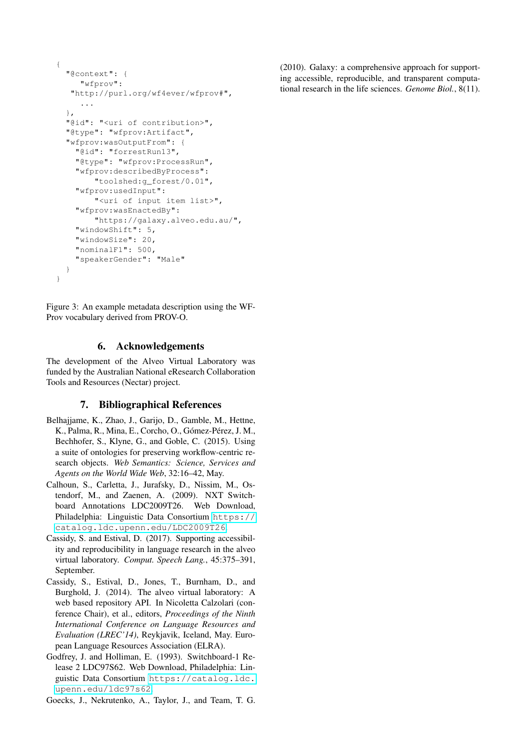```
{
  "@context": {
     "wfprov":
   "http://purl.org/wf4ever/wfprov#",
     ...
  },
  "@id": "<uri of contribution>",
  "@type": "wfprov:Artifact",
  "wfprov:wasOutputFrom": {
    "@id": "forrestRun13",
    "@type": "wfprov:ProcessRun",
    "wfprov:describedByProcess":
        "toolshed:g_forest/0.01",
    "wfprov:usedInput":
        "<uri of input item list>",
    "wfprov:wasEnactedBy":
        "https://galaxy.alveo.edu.au/",
    "windowShift": 5,
    "windowSize": 20,
    "nominalF1": 500,
    "speakerGender": "Male"
  }
}
```

Figure 3: An example metadata description using the WF-Prov vocabulary derived from PROV-O.

## 6. Acknowledgements

The development of the Alveo Virtual Laboratory was funded by the Australian National eResearch Collaboration Tools and Resources (Nectar) project.

## 7. Bibliographical References

Belhajjame, K., Zhao, J., Garijo, D., Gamble, M., Hettne, K., Palma, R., Mina, E., Corcho, O., Gómez-Pérez, J. M., Bechhofer, S., Klyne, G., and Goble, C. (2015). Using a suite of ontologies for preserving workflow-centric research objects. *Web Semantics: Science, Services and Agents on the World Wide Web*, 32:16–42, May.

Calhoun, S., Carletta, J., Jurafsky, D., Nissim, M., Ostendorf, M., and Zaenen, A. (2009). NXT Switchboard Annotations LDC2009T26. Web Download, Philadelphia: Linguistic Data Consortium https://catalog.ldc.upenn.edu/LDC2009T26.

Cassidy, S. and Estival, D. (2017). Supporting accessibility and reproducibility in language research in the alveo virtual laboratory. *Comput. Speech Lang.*, 45:375–391, September.

Cassidy, S., Estival, D., Jones, T., Burnham, D., and Burghold, J. (2014). The alveo virtual laboratory: A web based repository API. In Nicoletta Calzolari (conference Chair), et al., editors, *Proceedings of the Ninth International Conference on Language Resources and Evaluation (LREC'14)*, Reykjavik, Iceland, May. European Language Resources Association (ELRA).

Godfrey, J. and Holliman, E. (1993). Switchboard-1 Release 2 LDC97S62. Web Download, Philadelphia: Linguistic Data Consortium https://catalog.ldc.upenn.edu/ldc97s62.

Goecks, J., Nekrutenko, A., Taylor, J., and Team, T. G. (2010). Galaxy: a comprehensive approach for supporting accessible, reproducible, and transparent computational research in the life sciences. *Genome Biol.*, 8(11).